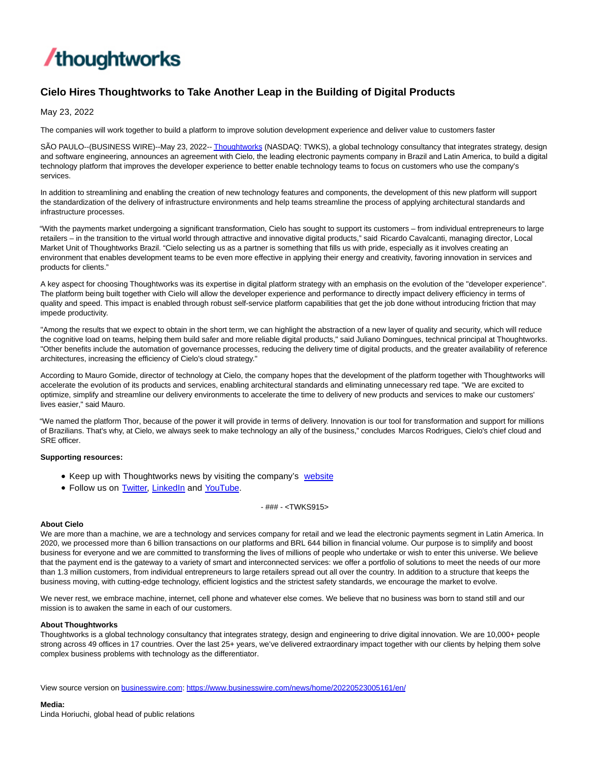/thoughtworks

# Cielo Hires Thoughtworks to Take Another Leap in the Building of Digital Products

May 23, 2022

The companies will work together to build a platform to improve solution development experience and deliver value to customers faster

SÃO PAULO--(BUSINESS WIRE)--May 23, 2022-- Thoughtworks (NASDAQ: TWKS), a global technology consultancy that integrates strategy, design and software engineering, announces an agreement with Cielo, the leading electronic payments company in Brazil and Latin America, to build a digital technology platform that improves the developer experience to better enable technology teams to focus on customers who use the company's services.

In addition to streamlining and enabling the creation of new technology features and components, the development of this new platform will support the standardization of the delivery of infrastructure environments and help teams streamline the process of applying architectural standards and infrastructure processes.

"With the payments market undergoing a significant transformation, Cielo has sought to support its customers – from individual entrepreneurs to large retailers – in the transition to the virtual world through attractive and innovative digital products," said Ricardo Cavalcanti, managing director, Local Market Unit of Thoughtworks Brazil. "Cielo selecting us as a partner is something that fills us with pride, especially as it involves creating an environment that enables development teams to be even more effective in applying their energy and creativity, favoring innovation in services and products for clients."

A key aspect for choosing Thoughtworks was its expertise in digital platform strategy with an emphasis on the evolution of the "developer experience". The platform being built together with Cielo will allow the developer experience and performance to directly impact delivery efficiency in terms of quality and speed. This impact is enabled through robust self-service platform capabilities that get the job done without introducing friction that may impede productivity.

"Among the results that we expect to obtain in the short term, we can highlight the abstraction of a new layer of quality and security, which will reduce the cognitive load on teams, helping them build safer and more reliable digital products," said Juliano Domingues, technical principal at Thoughtworks. "Other benefits include the automation of governance processes, reducing the delivery time of digital products, and the greater availability of reference architectures, increasing the efficiency of Cielo's cloud strategy."

According to Mauro Gomide, director of technology at Cielo, the company hopes that the development of the platform together with Thoughtworks will accelerate the evolution of its products and services, enabling architectural standards and eliminating unnecessary red tape. "We are excited to optimize, simplify and streamline our delivery environments to accelerate the time to delivery of new products and services to make our customers' lives easier," said Mauro.

"We named the platform Thor, because of the power it will provide in terms of delivery. Innovation is our tool for transformation and support for millions of Brazilians. That's why, at Cielo, we always seek to make technology an ally of the business," concludes Marcos Rodrigues, Cielo's chief cloud and SRE officer.

**Supporting resources:**

- Keep up with Thoughtworks news by visiting the company's website
- Follow us on Twitter, LinkedIn and YouTube.

- ### - <TWKS915>

**About Cielo**
We are more than a machine, we are a technology and services company for retail and we lead the electronic payments segment in Latin America. In 2020, we processed more than 6 billion transactions on our platforms and BRL 644 billion in financial volume. Our purpose is to simplify and boost business for everyone and we are committed to transforming the lives of millions of people who undertake or wish to enter this universe. We believe that the payment end is the gateway to a variety of smart and interconnected services: we offer a portfolio of solutions to meet the needs of our more than 1.3 million customers, from individual entrepreneurs to large retailers spread out all over the country. In addition to a structure that keeps the business moving, with cutting-edge technology, efficient logistics and the strictest safety standards, we encourage the market to evolve.

We never rest, we embrace machine, internet, cell phone and whatever else comes. We believe that no business was born to stand still and our mission is to awaken the same in each of our customers.

**About Thoughtworks**
Thoughtworks is a global technology consultancy that integrates strategy, design and engineering to drive digital innovation. We are 10,000+ people strong across 49 offices in 17 countries. Over the last 25+ years, we've delivered extraordinary impact together with our clients by helping them solve complex business problems with technology as the differentiator.

View source version on businesswire.com: https://www.businesswire.com/news/home/20220523005161/en/

**Media:**
Linda Horiuchi, global head of public relations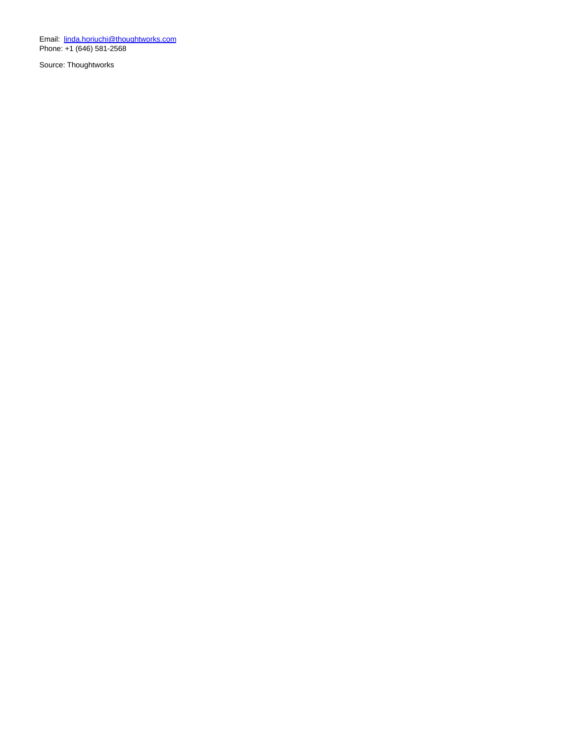Email: [linda.horiuchi@thoughtworks.com](mailto:linda.horiuchi@thoughtworks.com)
Phone: +1 (646) 581-2568

Source: Thoughtworks